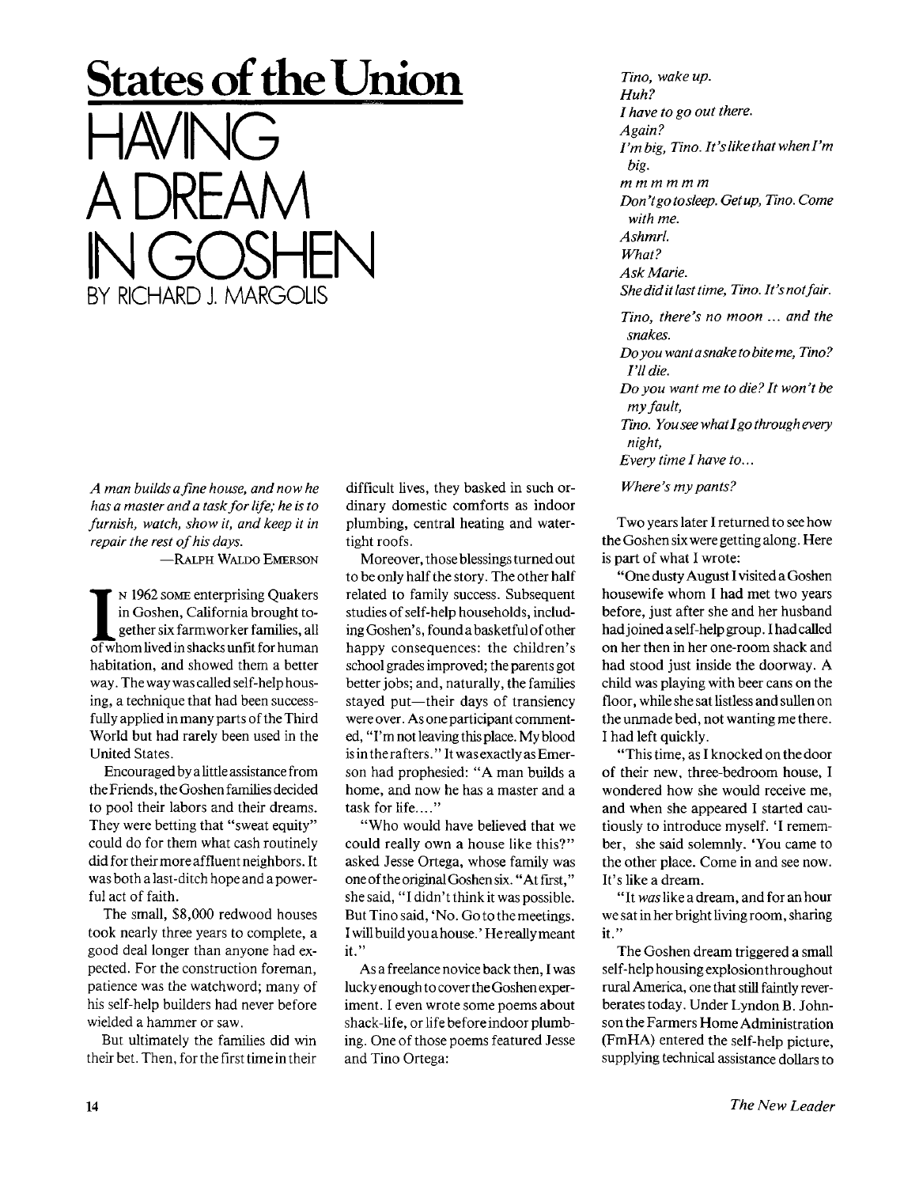# States of the Union

# HAVING A DREAM IN GOSHEN

BY RICHARD J. MARGOLIS

*A man builds a fine house, and now he has a master and a task for life; he is to furnish, watch, show it, and keep it in repair the rest of his days.*

—RALPH WALDO EMERSON

IN 1962 SOME enterprising Quakers in Goshen, California brought together six farmworker families, all of whom lived in shacks unfit for human habitation, and showed them a better way. The way was called self-help housing, a technique that had been successfully applied in many parts of the Third World but had rarely been used in the United States.

Encouraged by a little assistance from the Friends, the Goshen families decided to pool their labors and their dreams. They were betting that "sweat equity" could do for them what cash routinely did for their more affluent neighbors. It was both a last-ditch hope and a powerful act of faith.

The small, $8,000 redwood houses took nearly three years to complete, a good deal longer than anyone had expected. For the construction foreman, patience was the watchword; many of his self-help builders had never before wielded a hammer or saw.

But ultimately the families did win their bet. Then, for the first time in their difficult lives, they basked in such ordinary domestic comforts as indoor plumbing, central heating and watertight roofs.

Moreover, those blessings turned out to be only half the story. The other half related to family success. Subsequent studies of self-help households, including Goshen's, found a basketful of other happy consequences: the children's school grades improved; the parents got better jobs; and, naturally, the families stayed put—their days of transiency were over. As one participant commented, "I'm not leaving this place. My blood is in the rafters." It was exactly as Emerson had prophesied: "A man builds a home, and now he has a master and a task for life...."

"Who would have believed that we could really own a house like this?" asked Jesse Ortega, whose family was one of the original Goshen six. "At first," she said, "I didn't think it was possible. But Tino said, 'No. Go to the meetings. I will build you a house.' He really meant it."

As a freelance novice back then, I was lucky enough to cover the Goshen experiment. I even wrote some poems about shack-life, or life before indoor plumbing. One of those poems featured Jesse and Tino Ortega:

*Tino, wake up.*
*Huh?*
*I have to go out there.*
*Again?*
*I'm big, Tino. It's like that when I'm big.*
*m m m m m m*
*Don't go to sleep. Get up, Tino. Come with me.*
*Ashmrl.*
*What?*
*Ask Marie.*
*She did it last time, Tino. It's not fair.*

*Tino, there's no moon ... and the snakes.*
*Do you want a snake to bite me, Tino? I'll die.*
*Do you want me to die? It won't be my fault,*
*Tino. You see what I go through every night,*
*Every time I have to...*

*Where's my pants?*

Two years later I returned to see how the Goshen six were getting along. Here is part of what I wrote:

"One dusty August I visited a Goshen housewife whom I had met two years before, just after she and her husband had joined a self-help group. I had called on her then in her one-room shack and had stood just inside the doorway. A child was playing with beer cans on the floor, while she sat listless and sullen on the unmade bed, not wanting me there. I had left quickly.

"This time, as I knocked on the door of their new, three-bedroom house, I wondered how she would receive me, and when she appeared I started cautiously to introduce myself. 'I remember, she said solemnly. 'You came to the other place. Come in and see now. It's like a dream.

"It *was* like a dream, and for an hour we sat in her bright living room, sharing it."

The Goshen dream triggered a small self-help housing explosion throughout rural America, one that still faintly reverberates today. Under Lyndon B. Johnson the Farmers Home Administration (FmHA) entered the self-help picture, supplying technical assistance dollars to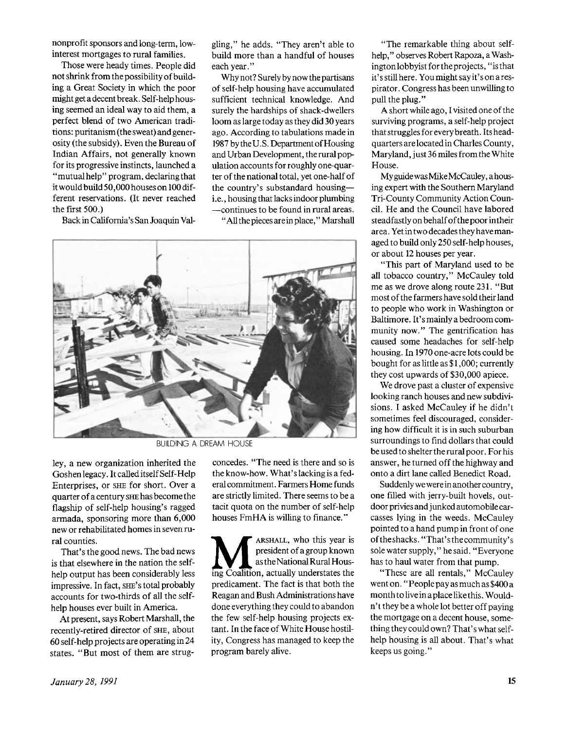nonprofit sponsors and long-term, low-interest mortgages to rural families.

Those were heady times. People did not shrink from the possibility of building a Great Society in which the poor might get a decent break. Self-help housing seemed an ideal way to aid them, a perfect blend of two American traditions: puritanism (the sweat) and generosity (the subsidy). Even the Bureau of Indian Affairs, not generally known for its progressive instincts, launched a "mutual help" program, declaring that it would build 50,000 houses on 100 different reservations. (It never reached the first 500.)

Back in California's San Joaquin Valley, a new organization inherited the Goshen legacy. It called itself Self-Help Enterprises, or SHE for short. Over a quarter of a century SHE has become the flagship of self-help housing's ragged armada, sponsoring more than 6,000 new or rehabilitated homes in seven rural counties.

That's the good news. The bad news is that elsewhere in the nation the self-help output has been considerably less impressive. In fact, SHE's total probably accounts for two-thirds of all the self-help houses ever built in America.

At present, says Robert Marshall, the recently-retired director of SHE, about 60 self-help projects are operating in 24 states. "But most of them are struggling," he adds. "They aren't able to build more than a handful of houses each year."

Why not? Surely by now the partisans of self-help housing have accumulated sufficient technical knowledge. And surely the hardships of shack-dwellers loom as large today as they did 30 years ago. According to tabulations made in 1987 by the U.S. Department of Housing and Urban Development, the rural population accounts for roughly one-quarter of the national total, yet one-half of the country's substandard housing—i.e., housing that lacks indoor plumbing—continues to be found in rural areas.

"All the pieces are in place," Marshall concedes. "The need is there and so is the know-how. What's lacking is a federal commitment. Farmers Home funds are strictly limited. There seems to be a tacit quota on the number of self-help houses FmHA is willing to finance."

BUILDING A DREAM HOUSE

Marshall, who this year is president of a group known as the National Rural Housing Coalition, actually understates the predicament. The fact is that both the Reagan and Bush Administrations have done everything they could to abandon the few self-help housing projects extant. In the face of White House hostility, Congress has managed to keep the program barely alive.

"The remarkable thing about self-help," observes Robert Rapoza, a Washington lobbyist for the projects, "is that it's still here. You might say it's on a respirator. Congress has been unwilling to pull the plug."

A short while ago, I visited one of the surviving programs, a self-help project that struggles for every breath. Its headquarters are located in Charles County, Maryland, just 36 miles from the White House.

My guide was Mike McCauley, a housing expert with the Southern Maryland Tri-County Community Action Council. He and the Council have labored steadfastly on behalf of the poor in their area. Yet in two decades they have managed to build only 250 self-help houses, or about 12 houses per year.

"This part of Maryland used to be all tobacco country," McCauley told me as we drove along route 231. "But most of the farmers have sold their land to people who work in Washington or Baltimore. It's mainly a bedroom community now." The gentrification has caused some headaches for self-help housing. In 1970 one-acre lots could be bought for as little as $1,000; currently they cost upwards of $30,000 apiece.

We drove past a cluster of expensive looking ranch houses and new subdivisions. I asked McCauley if he didn't sometimes feel discouraged, considering how difficult it is in such suburban surroundings to find dollars that could be used to shelter the rural poor. For his answer, he turned off the highway and onto a dirt lane called Benedict Road.

Suddenly we were in another country, one filled with jerry-built hovels, outdoor privies and junked automobile carcasses lying in the weeds. McCauley pointed to a hand pump in front of one of the shacks. "That's the community's sole water supply," he said. "Everyone has to haul water from that pump.

"These are all rentals," McCauley went on. "People pay as much as $400 a month to live in a place like this. Wouldn't they be a whole lot better off paying the mortgage on a decent house, something they could own? That's what self-help housing is all about. That's what keeps us going."